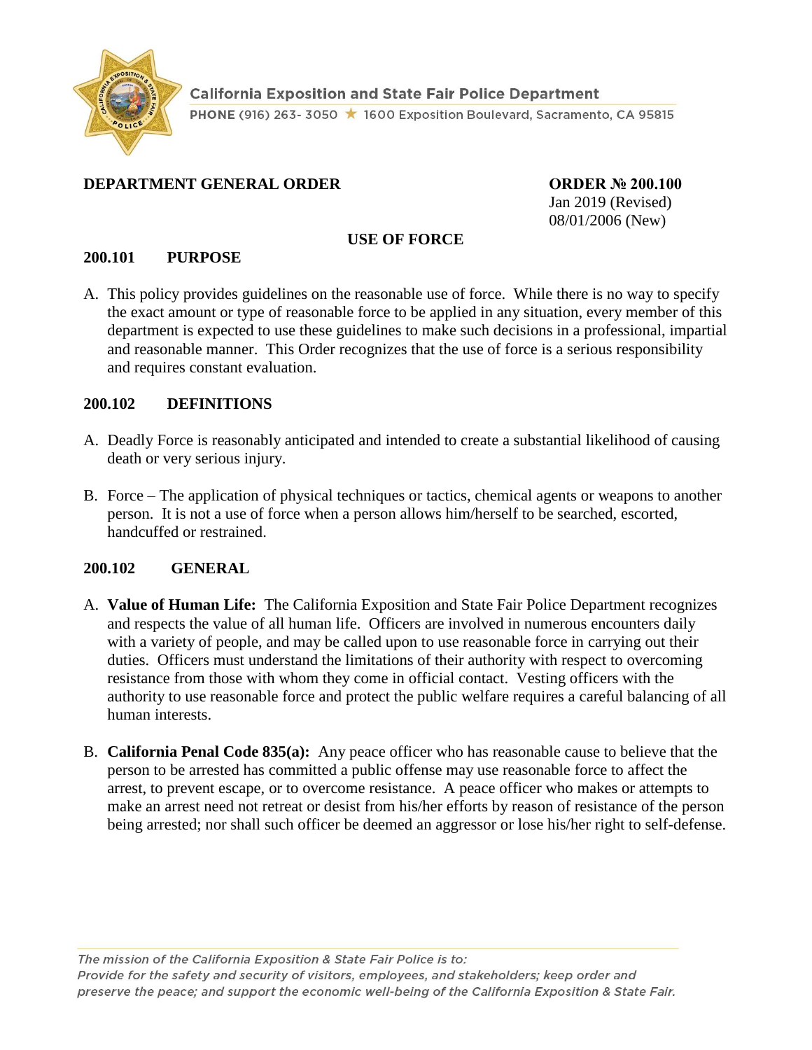California Exposition and State Fair Police Department

PHONE (916) 263- 3050 ★ 1600 Exposition Boulevard, Sacramento, CA 95815

**DEPARTMENT GENERAL ORDER**

**ORDER № 200.100**
Jan 2019 (Revised)
08/01/2006 (New)

# USE OF FORCE

## 200.101 PURPOSE

A. This policy provides guidelines on the reasonable use of force. While there is no way to specify the exact amount or type of reasonable force to be applied in any situation, every member of this department is expected to use these guidelines to make such decisions in a professional, impartial and reasonable manner. This Order recognizes that the use of force is a serious responsibility and requires constant evaluation.

## 200.102 DEFINITIONS

A. Deadly Force is reasonably anticipated and intended to create a substantial likelihood of causing death or very serious injury.

B. Force – The application of physical techniques or tactics, chemical agents or weapons to another person. It is not a use of force when a person allows him/herself to be searched, escorted, handcuffed or restrained.

## 200.102 GENERAL

A. **Value of Human Life:** The California Exposition and State Fair Police Department recognizes and respects the value of all human life. Officers are involved in numerous encounters daily with a variety of people, and may be called upon to use reasonable force in carrying out their duties. Officers must understand the limitations of their authority with respect to overcoming resistance from those with whom they come in official contact. Vesting officers with the authority to use reasonable force and protect the public welfare requires a careful balancing of all human interests.

B. **California Penal Code 835(a):** Any peace officer who has reasonable cause to believe that the person to be arrested has committed a public offense may use reasonable force to affect the arrest, to prevent escape, or to overcome resistance. A peace officer who makes or attempts to make an arrest need not retreat or desist from his/her efforts by reason of resistance of the person being arrested; nor shall such officer be deemed an aggressor or lose his/her right to self-defense.

*The mission of the California Exposition & State Fair Police is to:*
*Provide for the safety and security of visitors, employees, and stakeholders; keep order and preserve the peace; and support the economic well-being of the California Exposition & State Fair.*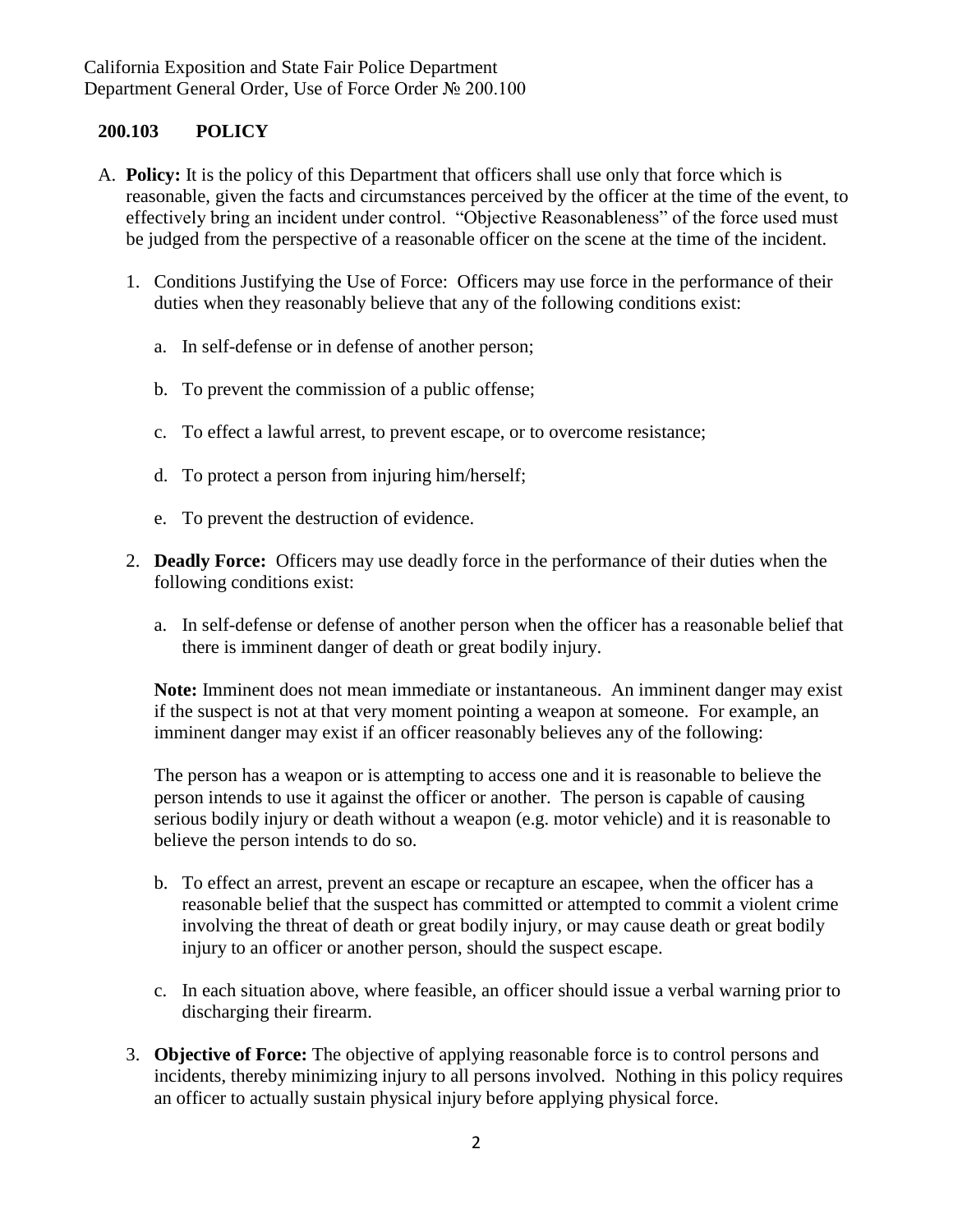## 200.103 POLICY

A. **Policy:** It is the policy of this Department that officers shall use only that force which is reasonable, given the facts and circumstances perceived by the officer at the time of the event, to effectively bring an incident under control. "Objective Reasonableness" of the force used must be judged from the perspective of a reasonable officer on the scene at the time of the incident.

   1. Conditions Justifying the Use of Force: Officers may use force in the performance of their duties when they reasonably believe that any of the following conditions exist:

      a. In self-defense or in defense of another person;

      b. To prevent the commission of a public offense;

      c. To effect a lawful arrest, to prevent escape, or to overcome resistance;

      d. To protect a person from injuring him/herself;

      e. To prevent the destruction of evidence.

   2. **Deadly Force:** Officers may use deadly force in the performance of their duties when the following conditions exist:

      a. In self-defense or defense of another person when the officer has a reasonable belief that there is imminent danger of death or great bodily injury.

      **Note:** Imminent does not mean immediate or instantaneous. An imminent danger may exist if the suspect is not at that very moment pointing a weapon at someone. For example, an imminent danger may exist if an officer reasonably believes any of the following:

      The person has a weapon or is attempting to access one and it is reasonable to believe the person intends to use it against the officer or another. The person is capable of causing serious bodily injury or death without a weapon (e.g. motor vehicle) and it is reasonable to believe the person intends to do so.

      b. To effect an arrest, prevent an escape or recapture an escapee, when the officer has a reasonable belief that the suspect has committed or attempted to commit a violent crime involving the threat of death or great bodily injury, or may cause death or great bodily injury to an officer or another person, should the suspect escape.

      c. In each situation above, where feasible, an officer should issue a verbal warning prior to discharging their firearm.

   3. **Objective of Force:** The objective of applying reasonable force is to control persons and incidents, thereby minimizing injury to all persons involved. Nothing in this policy requires an officer to actually sustain physical injury before applying physical force.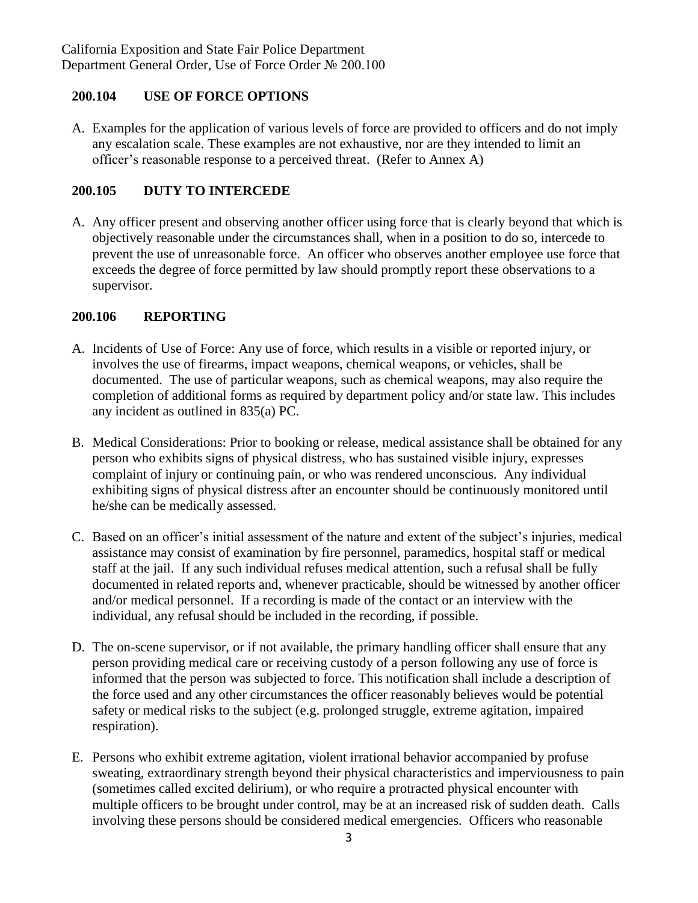## 200.104 USE OF FORCE OPTIONS

A. Examples for the application of various levels of force are provided to officers and do not imply any escalation scale. These examples are not exhaustive, nor are they intended to limit an officer's reasonable response to a perceived threat. (Refer to Annex A)

## 200.105 DUTY TO INTERCEDE

A. Any officer present and observing another officer using force that is clearly beyond that which is objectively reasonable under the circumstances shall, when in a position to do so, intercede to prevent the use of unreasonable force. An officer who observes another employee use force that exceeds the degree of force permitted by law should promptly report these observations to a supervisor.

## 200.106 REPORTING

A. Incidents of Use of Force: Any use of force, which results in a visible or reported injury, or involves the use of firearms, impact weapons, chemical weapons, or vehicles, shall be documented. The use of particular weapons, such as chemical weapons, may also require the completion of additional forms as required by department policy and/or state law. This includes any incident as outlined in 835(a) PC.

B. Medical Considerations: Prior to booking or release, medical assistance shall be obtained for any person who exhibits signs of physical distress, who has sustained visible injury, expresses complaint of injury or continuing pain, or who was rendered unconscious. Any individual exhibiting signs of physical distress after an encounter should be continuously monitored until he/she can be medically assessed.

C. Based on an officer's initial assessment of the nature and extent of the subject's injuries, medical assistance may consist of examination by fire personnel, paramedics, hospital staff or medical staff at the jail. If any such individual refuses medical attention, such a refusal shall be fully documented in related reports and, whenever practicable, should be witnessed by another officer and/or medical personnel. If a recording is made of the contact or an interview with the individual, any refusal should be included in the recording, if possible.

D. The on-scene supervisor, or if not available, the primary handling officer shall ensure that any person providing medical care or receiving custody of a person following any use of force is informed that the person was subjected to force. This notification shall include a description of the force used and any other circumstances the officer reasonably believes would be potential safety or medical risks to the subject (e.g. prolonged struggle, extreme agitation, impaired respiration).

E. Persons who exhibit extreme agitation, violent irrational behavior accompanied by profuse sweating, extraordinary strength beyond their physical characteristics and imperviousness to pain (sometimes called excited delirium), or who require a protracted physical encounter with multiple officers to be brought under control, may be at an increased risk of sudden death. Calls involving these persons should be considered medical emergencies. Officers who reasonable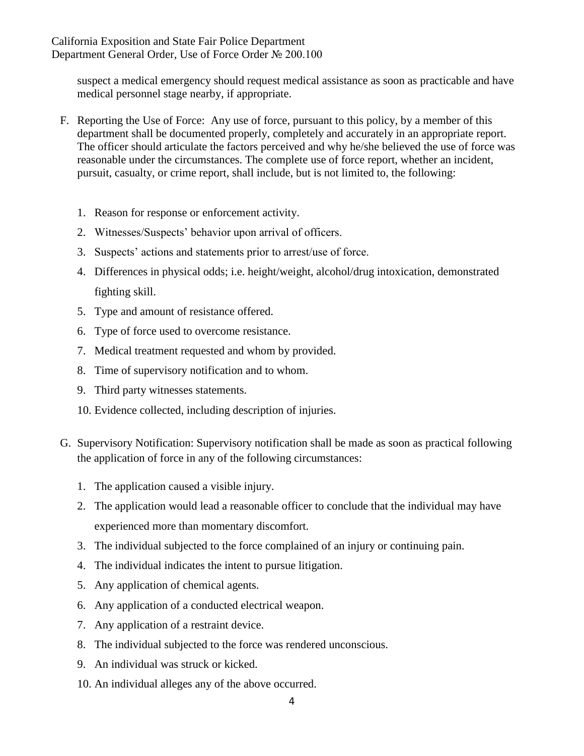suspect a medical emergency should request medical assistance as soon as practicable and have medical personnel stage nearby, if appropriate.

F. Reporting the Use of Force: Any use of force, pursuant to this policy, by a member of this department shall be documented properly, completely and accurately in an appropriate report. The officer should articulate the factors perceived and why he/she believed the use of force was reasonable under the circumstances. The complete use of force report, whether an incident, pursuit, casualty, or crime report, shall include, but is not limited to, the following:

   1. Reason for response or enforcement activity.
   2. Witnesses/Suspects' behavior upon arrival of officers.
   3. Suspects' actions and statements prior to arrest/use of force.
   4. Differences in physical odds; i.e. height/weight, alcohol/drug intoxication, demonstrated fighting skill.
   5. Type and amount of resistance offered.
   6. Type of force used to overcome resistance.
   7. Medical treatment requested and whom by provided.
   8. Time of supervisory notification and to whom.
   9. Third party witnesses statements.
   10. Evidence collected, including description of injuries.

G. Supervisory Notification: Supervisory notification shall be made as soon as practical following the application of force in any of the following circumstances:

   1. The application caused a visible injury.
   2. The application would lead a reasonable officer to conclude that the individual may have experienced more than momentary discomfort.
   3. The individual subjected to the force complained of an injury or continuing pain.
   4. The individual indicates the intent to pursue litigation.
   5. Any application of chemical agents.
   6. Any application of a conducted electrical weapon.
   7. Any application of a restraint device.
   8. The individual subjected to the force was rendered unconscious.
   9. An individual was struck or kicked.
   10. An individual alleges any of the above occurred.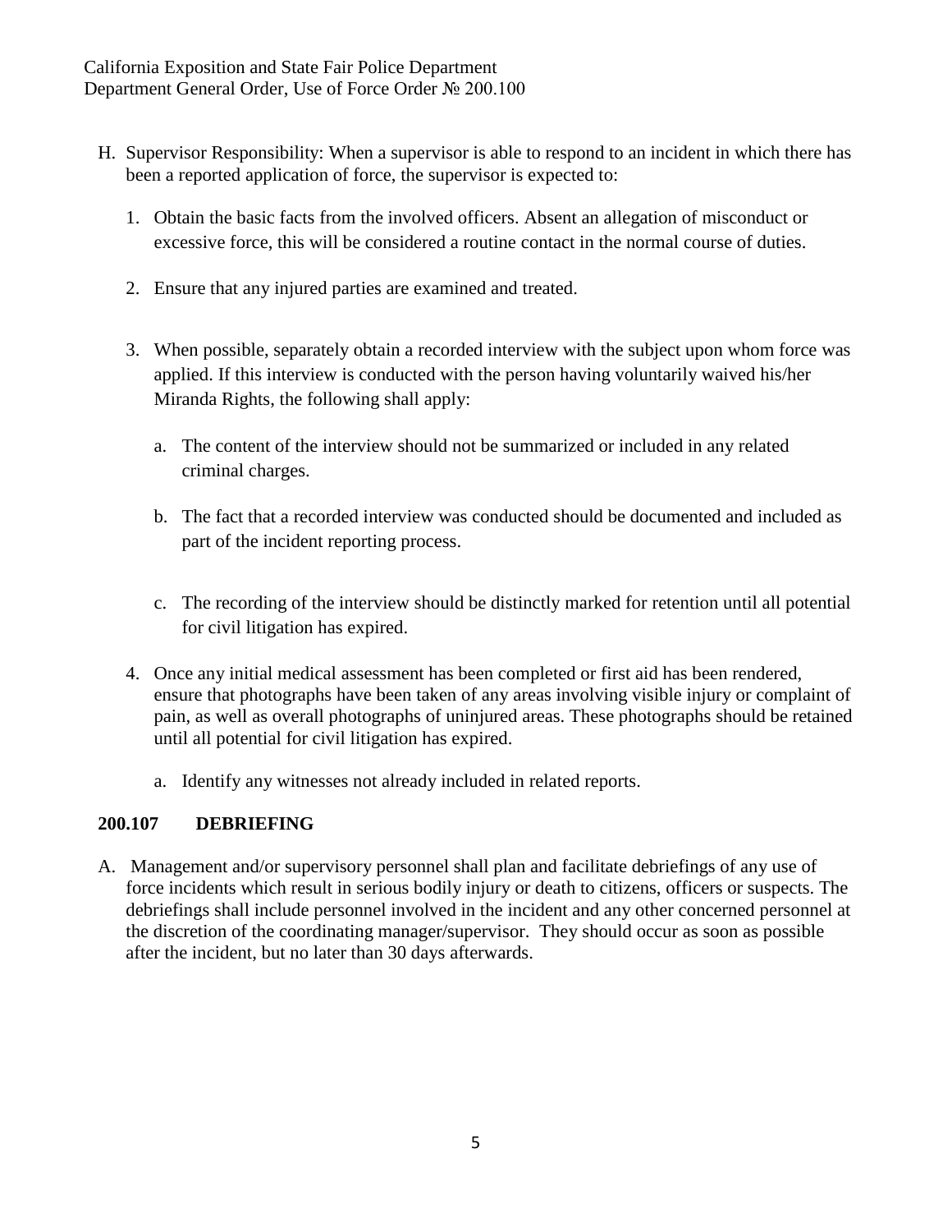H. Supervisor Responsibility: When a supervisor is able to respond to an incident in which there has been a reported application of force, the supervisor is expected to:

   1. Obtain the basic facts from the involved officers. Absent an allegation of misconduct or excessive force, this will be considered a routine contact in the normal course of duties.

   2. Ensure that any injured parties are examined and treated.

   3. When possible, separately obtain a recorded interview with the subject upon whom force was applied. If this interview is conducted with the person having voluntarily waived his/her Miranda Rights, the following shall apply:

      a. The content of the interview should not be summarized or included in any related criminal charges.

      b. The fact that a recorded interview was conducted should be documented and included as part of the incident reporting process.

      c. The recording of the interview should be distinctly marked for retention until all potential for civil litigation has expired.

   4. Once any initial medical assessment has been completed or first aid has been rendered, ensure that photographs have been taken of any areas involving visible injury or complaint of pain, as well as overall photographs of uninjured areas. These photographs should be retained until all potential for civil litigation has expired.

      a. Identify any witnesses not already included in related reports.

## 200.107 DEBRIEFING

A. Management and/or supervisory personnel shall plan and facilitate debriefings of any use of force incidents which result in serious bodily injury or death to citizens, officers or suspects. The debriefings shall include personnel involved in the incident and any other concerned personnel at the discretion of the coordinating manager/supervisor. They should occur as soon as possible after the incident, but no later than 30 days afterwards.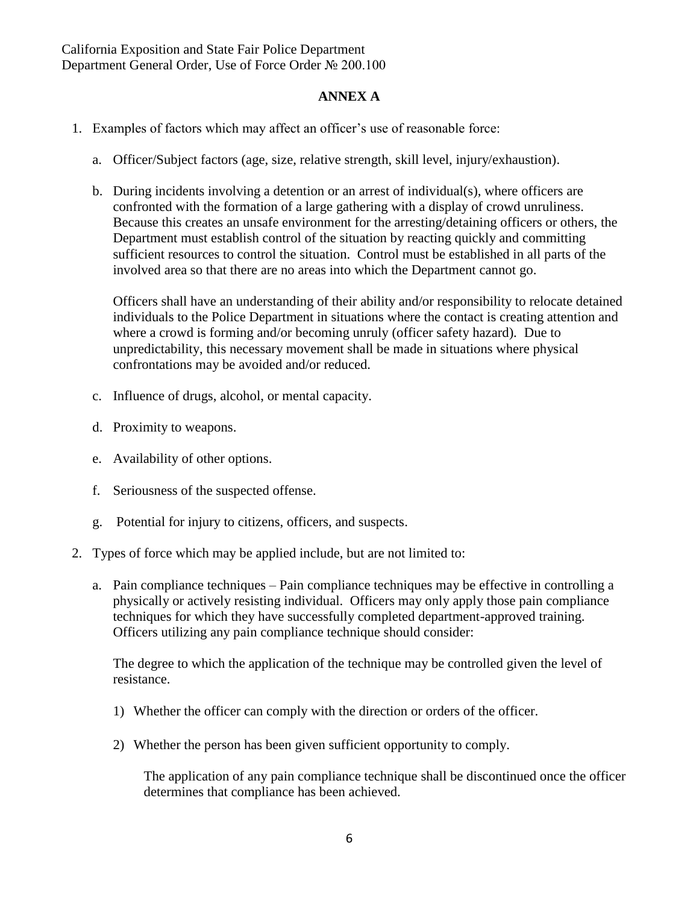California Exposition and State Fair Police Department
Department General Order, Use of Force Order № 200.100

**ANNEX A**

1. Examples of factors which may affect an officer's use of reasonable force:

   a. Officer/Subject factors (age, size, relative strength, skill level, injury/exhaustion).

   b. During incidents involving a detention or an arrest of individual(s), where officers are confronted with the formation of a large gathering with a display of crowd unruliness. Because this creates an unsafe environment for the arresting/detaining officers or others, the Department must establish control of the situation by reacting quickly and committing sufficient resources to control the situation. Control must be established in all parts of the involved area so that there are no areas into which the Department cannot go.

      Officers shall have an understanding of their ability and/or responsibility to relocate detained individuals to the Police Department in situations where the contact is creating attention and where a crowd is forming and/or becoming unruly (officer safety hazard). Due to unpredictability, this necessary movement shall be made in situations where physical confrontations may be avoided and/or reduced.

   c. Influence of drugs, alcohol, or mental capacity.

   d. Proximity to weapons.

   e. Availability of other options.

   f. Seriousness of the suspected offense.

   g. Potential for injury to citizens, officers, and suspects.

2. Types of force which may be applied include, but are not limited to:

   a. Pain compliance techniques – Pain compliance techniques may be effective in controlling a physically or actively resisting individual. Officers may only apply those pain compliance techniques for which they have successfully completed department-approved training. Officers utilizing any pain compliance technique should consider:

      The degree to which the application of the technique may be controlled given the level of resistance.

      1) Whether the officer can comply with the direction or orders of the officer.

      2) Whether the person has been given sufficient opportunity to comply.

         The application of any pain compliance technique shall be discontinued once the officer determines that compliance has been achieved.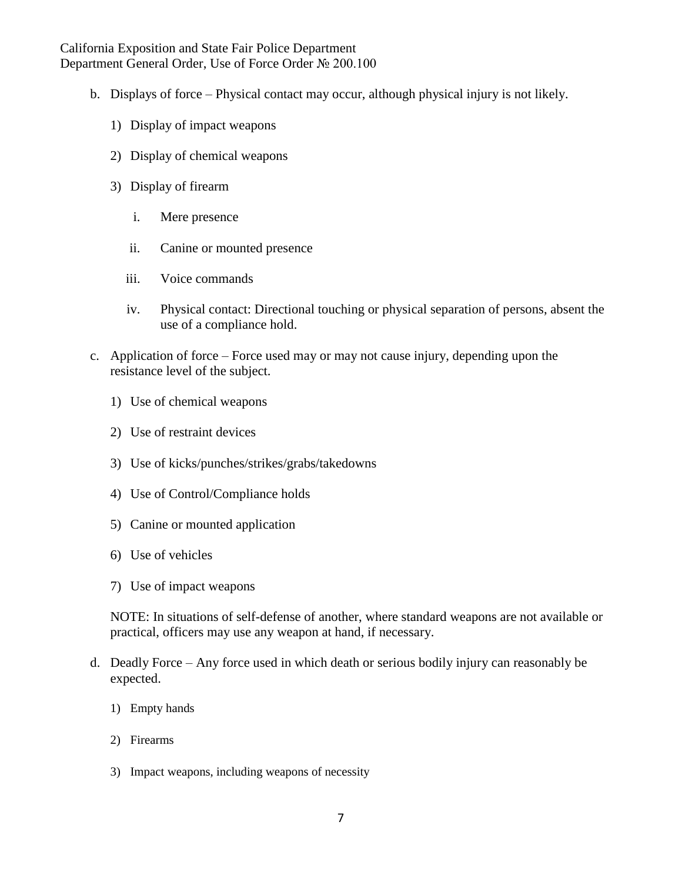b. Displays of force – Physical contact may occur, although physical injury is not likely.

   1) Display of impact weapons

   2) Display of chemical weapons

   3) Display of firearm

      i. Mere presence

      ii. Canine or mounted presence

      iii. Voice commands

      iv. Physical contact: Directional touching or physical separation of persons, absent the use of a compliance hold.

c. Application of force – Force used may or may not cause injury, depending upon the resistance level of the subject.

   1) Use of chemical weapons

   2) Use of restraint devices

   3) Use of kicks/punches/strikes/grabs/takedowns

   4) Use of Control/Compliance holds

   5) Canine or mounted application

   6) Use of vehicles

   7) Use of impact weapons

   NOTE: In situations of self-defense of another, where standard weapons are not available or practical, officers may use any weapon at hand, if necessary.

d. Deadly Force – Any force used in which death or serious bodily injury can reasonably be expected.

   1) Empty hands

   2) Firearms

   3) Impact weapons, including weapons of necessity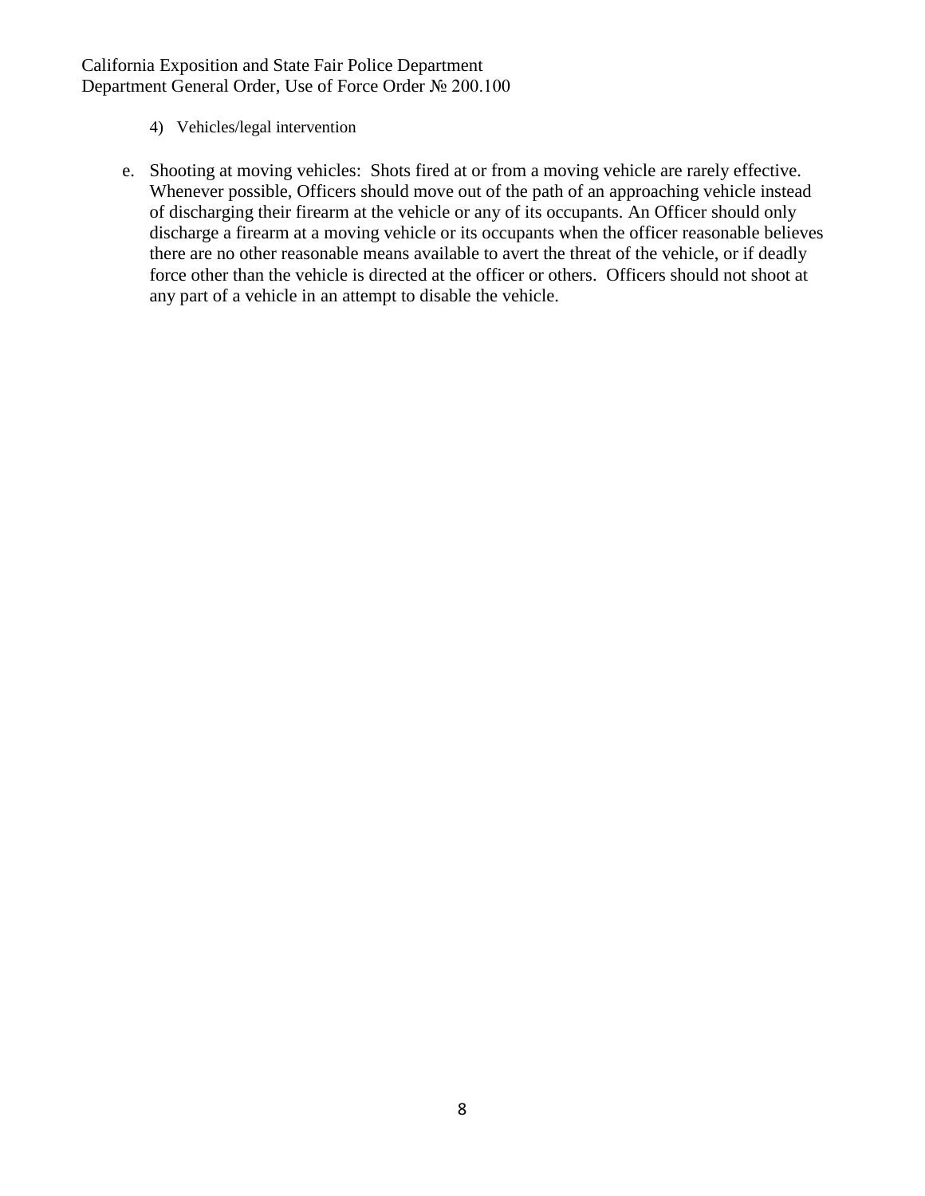4) Vehicles/legal intervention

e. Shooting at moving vehicles: Shots fired at or from a moving vehicle are rarely effective. Whenever possible, Officers should move out of the path of an approaching vehicle instead of discharging their firearm at the vehicle or any of its occupants. An Officer should only discharge a firearm at a moving vehicle or its occupants when the officer reasonable believes there are no other reasonable means available to avert the threat of the vehicle, or if deadly force other than the vehicle is directed at the officer or others. Officers should not shoot at any part of a vehicle in an attempt to disable the vehicle.